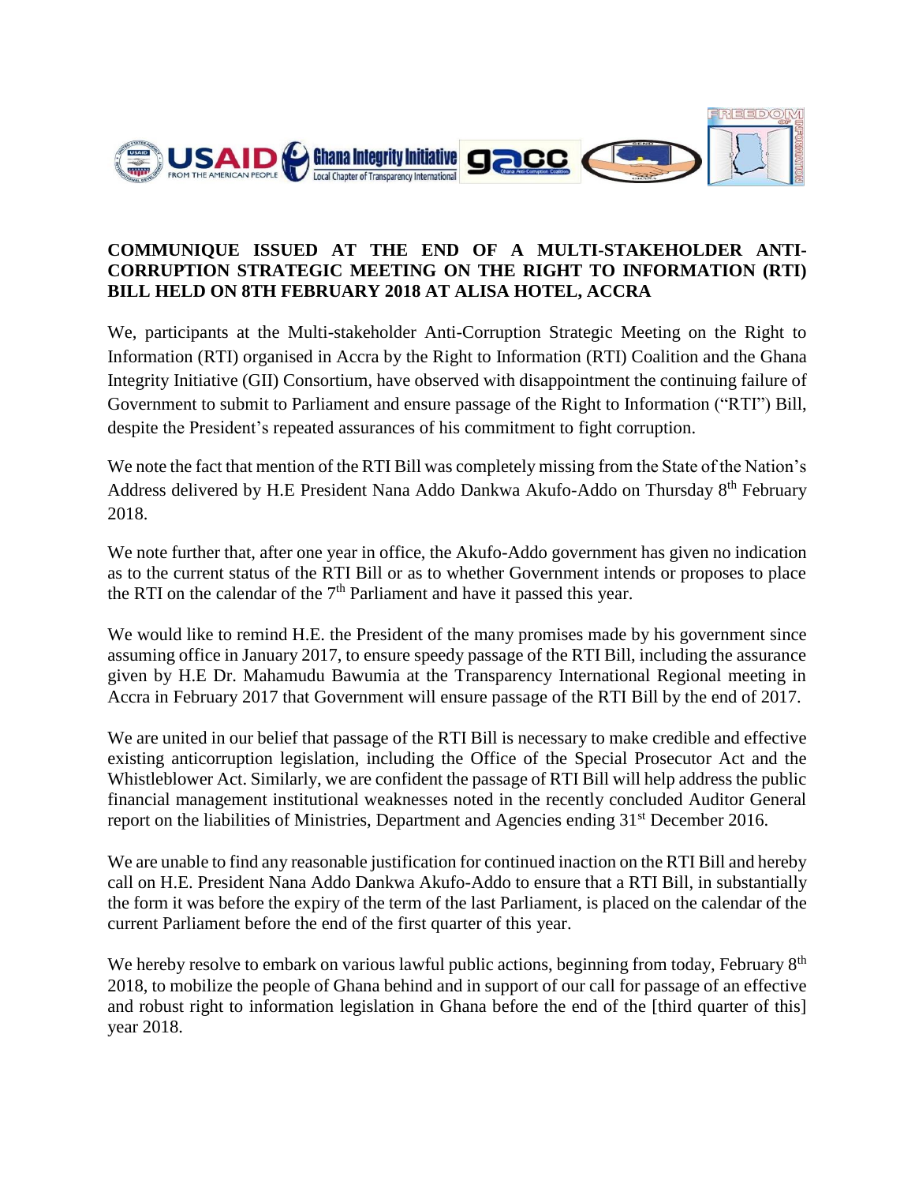## COMMUNIQUE ISSUED AT THE END OF A MULTI-STAKEHOLDER ANTI-CORRUPTION STRATEGIC MEETING ON THE RIGHT TO INFORMATION (RTI) BILL HELD ON 8TH FEBRUARY 2018 AT ALISA HOTEL, ACCRA

We, participants at the Multi-stakeholder Anti-Corruption Strategic Meeting on the Right to Information (RTI) organised in Accra by the Right to Information (RTI) Coalition and the Ghana Integrity Initiative (GII) Consortium, have observed with disappointment the continuing failure of Government to submit to Parliament and ensure passage of the Right to Information ("RTI") Bill, despite the President's repeated assurances of his commitment to fight corruption.

We note the fact that mention of the RTI Bill was completely missing from the State of the Nation's Address delivered by H.E President Nana Addo Dankwa Akufo-Addo on Thursday 8th February 2018.

We note further that, after one year in office, the Akufo-Addo government has given no indication as to the current status of the RTI Bill or as to whether Government intends or proposes to place the RTI on the calendar of the 7th Parliament and have it passed this year.

We would like to remind H.E. the President of the many promises made by his government since assuming office in January 2017, to ensure speedy passage of the RTI Bill, including the assurance given by H.E Dr. Mahamudu Bawumia at the Transparency International Regional meeting in Accra in February 2017 that Government will ensure passage of the RTI Bill by the end of 2017.

We are united in our belief that passage of the RTI Bill is necessary to make credible and effective existing anticorruption legislation, including the Office of the Special Prosecutor Act and the Whistleblower Act. Similarly, we are confident the passage of RTI Bill will help address the public financial management institutional weaknesses noted in the recently concluded Auditor General report on the liabilities of Ministries, Department and Agencies ending 31st December 2016.

We are unable to find any reasonable justification for continued inaction on the RTI Bill and hereby call on H.E. President Nana Addo Dankwa Akufo-Addo to ensure that a RTI Bill, in substantially the form it was before the expiry of the term of the last Parliament, is placed on the calendar of the current Parliament before the end of the first quarter of this year.

We hereby resolve to embark on various lawful public actions, beginning from today, February 8th 2018, to mobilize the people of Ghana behind and in support of our call for passage of an effective and robust right to information legislation in Ghana before the end of the [third quarter of this] year 2018.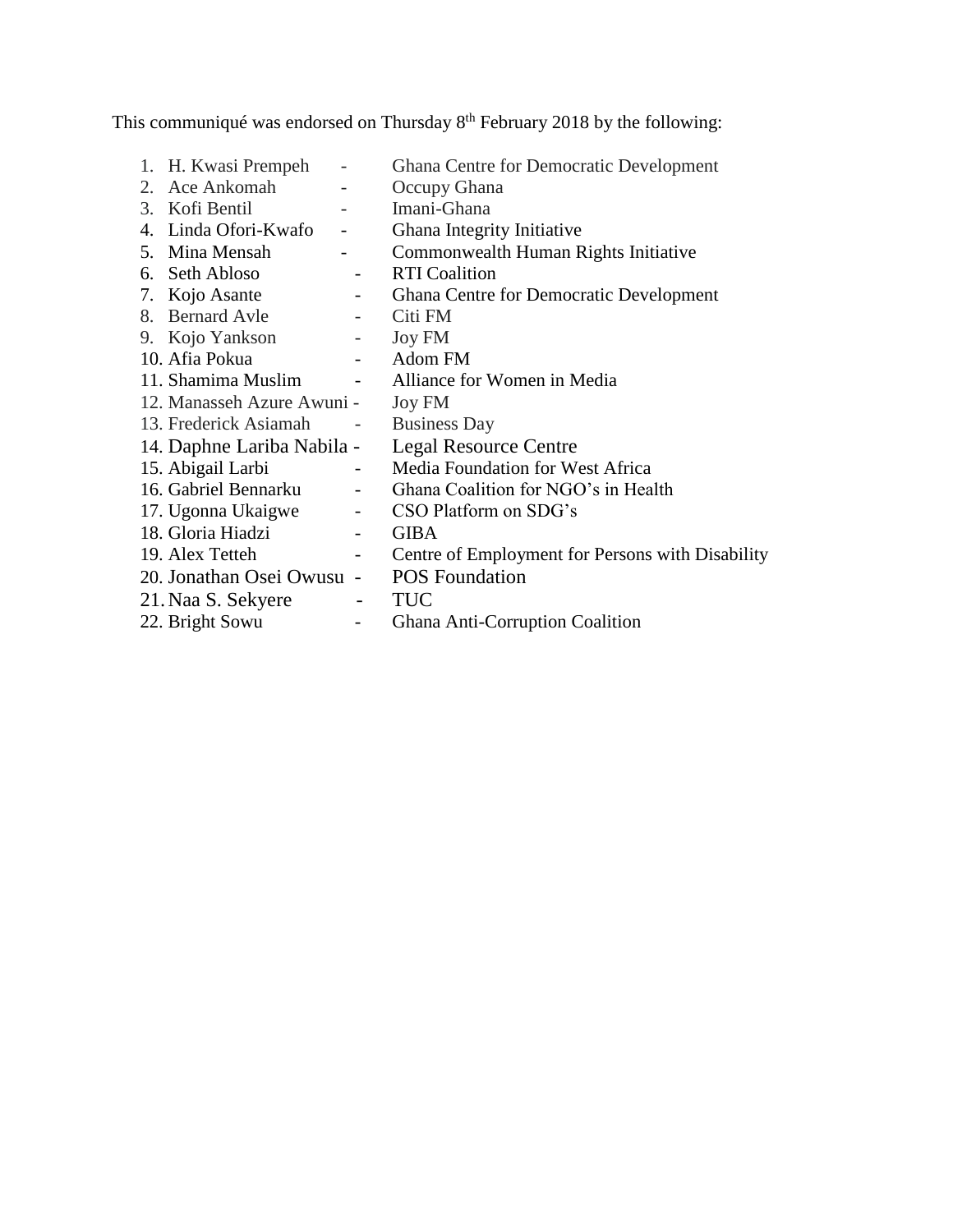This communiqué was endorsed on Thursday 8th February 2018 by the following:

1. H. Kwasi Prempeh - Ghana Centre for Democratic Development
2. Ace Ankomah - Occupy Ghana
3. Kofi Bentil - Imani-Ghana
4. Linda Ofori-Kwafo - Ghana Integrity Initiative
5. Mina Mensah - Commonwealth Human Rights Initiative
6. Seth Abloso - RTI Coalition
7. Kojo Asante - Ghana Centre for Democratic Development
8. Bernard Avle - Citi FM
9. Kojo Yankson - Joy FM
10. Afia Pokua - Adom FM
11. Shamima Muslim - Alliance for Women in Media
12. Manasseh Azure Awuni - Joy FM
13. Frederick Asiamah - Business Day
14. Daphne Lariba Nabila - Legal Resource Centre
15. Abigail Larbi - Media Foundation for West Africa
16. Gabriel Bennarku - Ghana Coalition for NGO's in Health
17. Ugonna Ukaigwe - CSO Platform on SDG's
18. Gloria Hiadzi - GIBA
19. Alex Tetteh - Centre of Employment for Persons with Disability
20. Jonathan Osei Owusu - POS Foundation
21. Naa S. Sekyere - TUC
22. Bright Sowu - Ghana Anti-Corruption Coalition